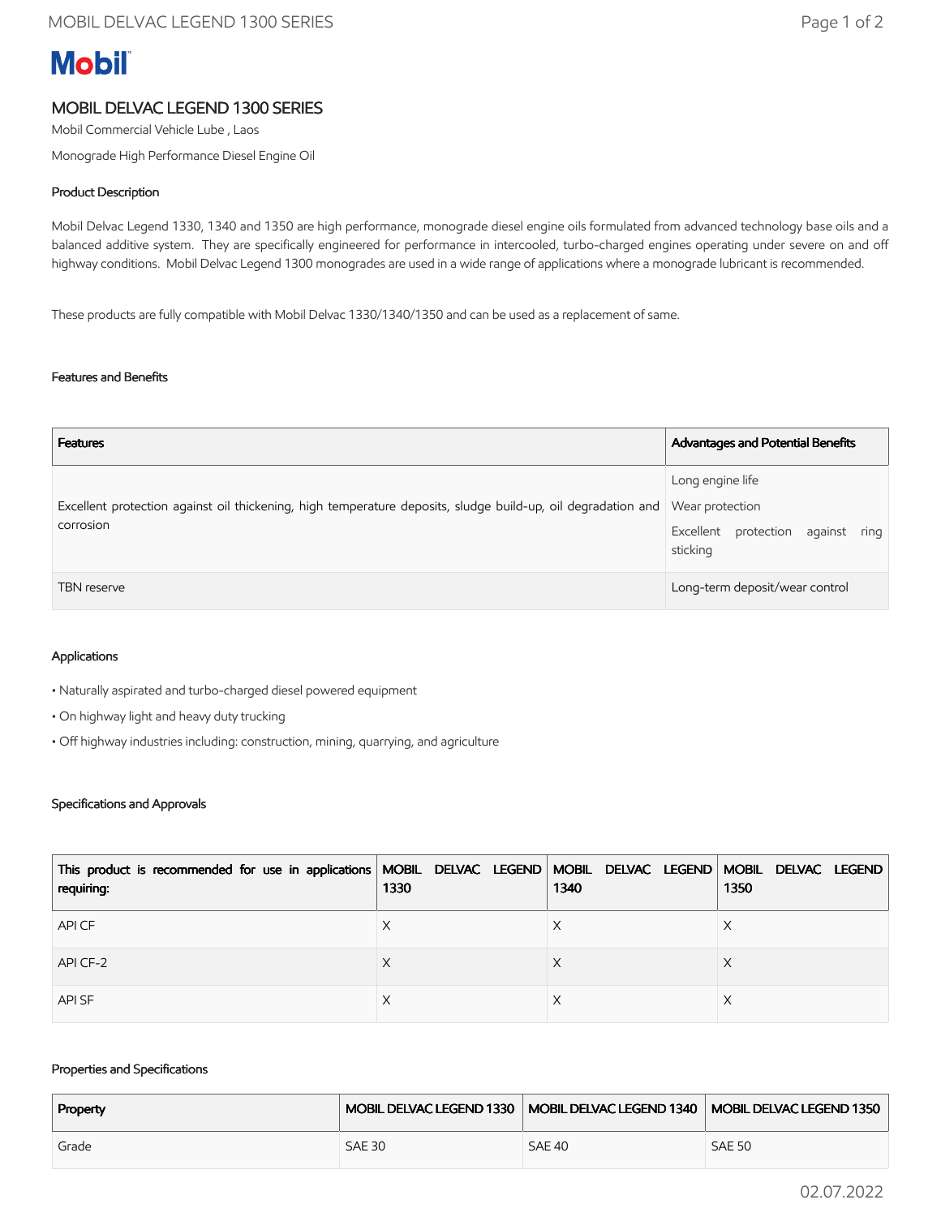Mobil

# MOBIL DELVAC LEGEND 1300 SERIES

Mobil Commercial Vehicle Lube , Laos

Monograde High Performance Diesel Engine Oil

## Product Description

Mobil Delvac Legend 1330, 1340 and 1350 are high performance, monograde diesel engine oils formulated from advanced technology base oils and a balanced additive system. They are specifically engineered for performance in intercooled, turbo-charged engines operating under severe on and off highway conditions. Mobil Delvac Legend 1300 monogrades are used in a wide range of applications where a monograde lubricant is recommended.

These products are fully compatible with Mobil Delvac 1330/1340/1350 and can be used as a replacement of same.

## Features and Benefits

| Features | Advantages and Potential Benefits |
|---|---|
| Excellent protection against oil thickening, high temperature deposits, sludge build-up, oil degradation and corrosion | Long engine life<br>Wear protection<br>Excellent protection against ring sticking |
| TBN reserve | Long-term deposit/wear control |

## Applications

- Naturally aspirated and turbo-charged diesel powered equipment
- On highway light and heavy duty trucking
- Off highway industries including: construction, mining, quarrying, and agriculture

## Specifications and Approvals

| This product is recommended for use in applications requiring: | MOBIL DELVAC LEGEND 1330 | MOBIL DELVAC LEGEND 1340 | MOBIL DELVAC LEGEND 1350 |
|---|---|---|---|
| API CF | X | X | X |
| API CF-2 | X | X | X |
| API SF | X | X | X |

## Properties and Specifications

| Property | MOBIL DELVAC LEGEND 1330 | MOBIL DELVAC LEGEND 1340 | MOBIL DELVAC LEGEND 1350 |
|---|---|---|---|
| Grade | SAE 30 | SAE 40 | SAE 50 |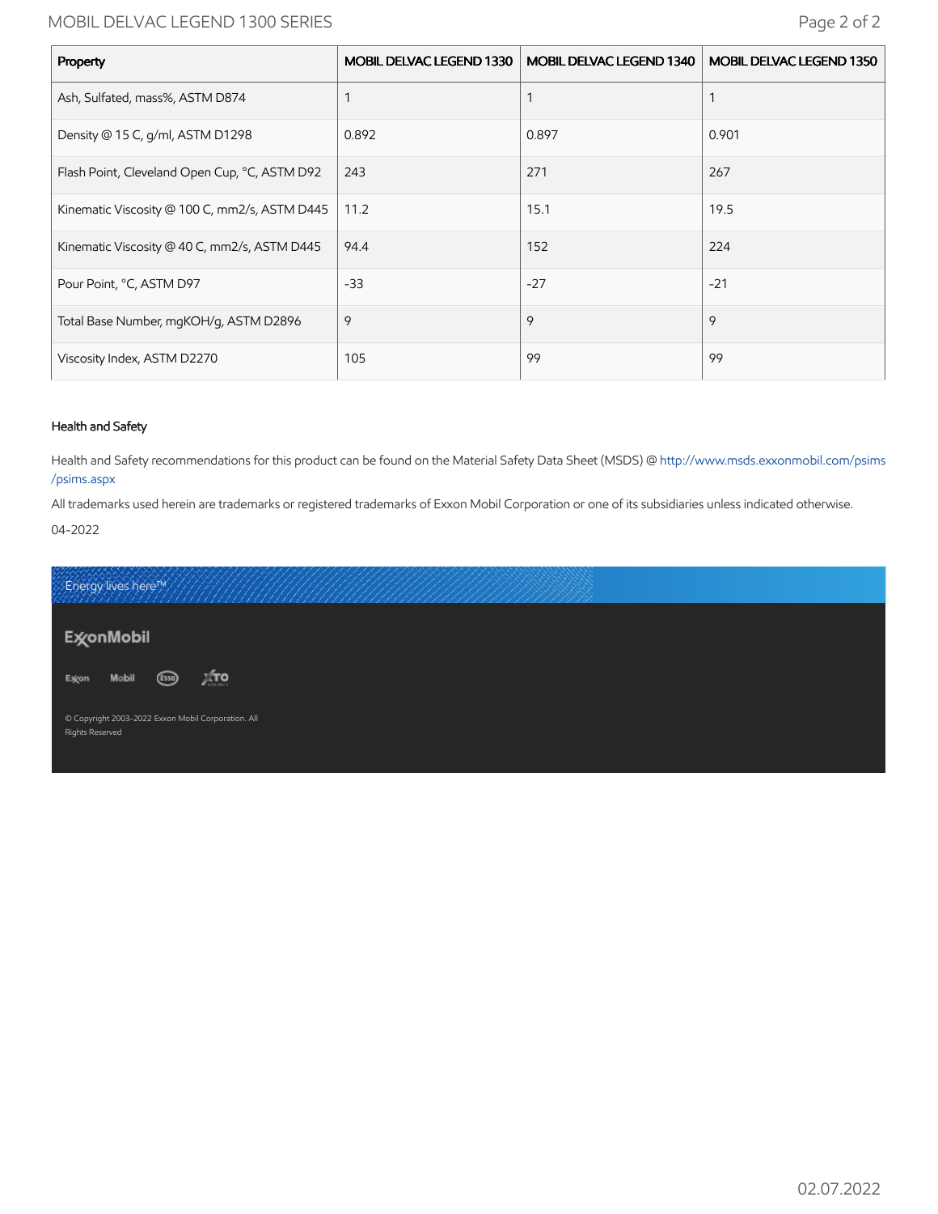| Property | MOBIL DELVAC LEGEND 1330 | MOBIL DELVAC LEGEND 1340 | MOBIL DELVAC LEGEND 1350 |
|---|---|---|---|
| Ash, Sulfated, mass%, ASTM D874 | 1 | 1 | 1 |
| Density @ 15 C, g/ml, ASTM D1298 | 0.892 | 0.897 | 0.901 |
| Flash Point, Cleveland Open Cup, °C, ASTM D92 | 243 | 271 | 267 |
| Kinematic Viscosity @ 100 C, mm2/s, ASTM D445 | 11.2 | 15.1 | 19.5 |
| Kinematic Viscosity @ 40 C, mm2/s, ASTM D445 | 94.4 | 152 | 224 |
| Pour Point, °C, ASTM D97 | -33 | -27 | -21 |
| Total Base Number, mgKOH/g, ASTM D2896 | 9 | 9 | 9 |
| Viscosity Index, ASTM D2270 | 105 | 99 | 99 |

### Health and Safety

Health and Safety recommendations for this product can be found on the Material Safety Data Sheet (MSDS) @ http://www.msds.exxonmobil.com/psims/psims.aspx

All trademarks used herein are trademarks or registered trademarks of Exxon Mobil Corporation or one of its subsidiaries unless indicated otherwise.

04-2022

Energy lives here™

ExxonMobil

Exxon Mobil Esso XTO

© Copyright 2003-2022 Exxon Mobil Corporation. All Rights Reserved

02.07.2022